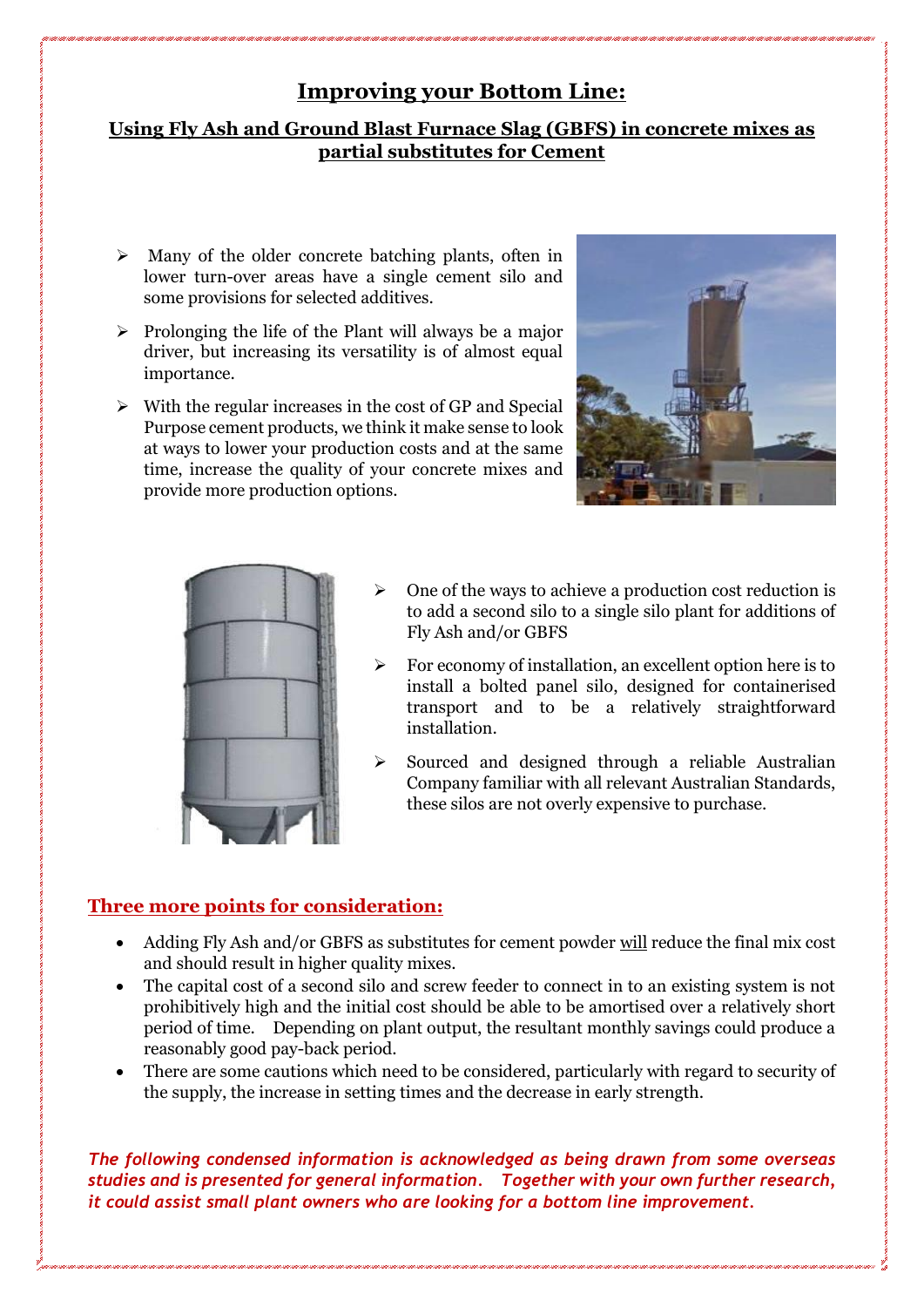# Improving your Bottom Line:

## Using Fly Ash and Ground Blast Furnace Slag (GBFS) in concrete mixes as partial substitutes for Cement

- Many of the older concrete batching plants, often in lower turn-over areas have a single cement silo and some provisions for selected additives.
- Prolonging the life of the Plant will always be a major driver, but increasing its versatility is of almost equal importance.
- With the regular increases in the cost of GP and Special Purpose cement products, we think it make sense to look at ways to lower your production costs and at the same time, increase the quality of your concrete mixes and provide more production options.

- One of the ways to achieve a production cost reduction is to add a second silo to a single silo plant for additions of Fly Ash and/or GBFS
- For economy of installation, an excellent option here is to install a bolted panel silo, designed for containerised transport and to be a relatively straightforward installation.
- Sourced and designed through a reliable Australian Company familiar with all relevant Australian Standards, these silos are not overly expensive to purchase.

## Three more points for consideration:

- Adding Fly Ash and/or GBFS as substitutes for cement powder will reduce the final mix cost and should result in higher quality mixes.
- The capital cost of a second silo and screw feeder to connect in to an existing system is not prohibitively high and the initial cost should be able to be amortised over a relatively short period of time. Depending on plant output, the resultant monthly savings could produce a reasonably good pay-back period.
- There are some cautions which need to be considered, particularly with regard to security of the supply, the increase in setting times and the decrease in early strength.

***The following condensed information is acknowledged as being drawn from some overseas studies and is presented for general information. Together with your own further research, it could assist small plant owners who are looking for a bottom line improvement.***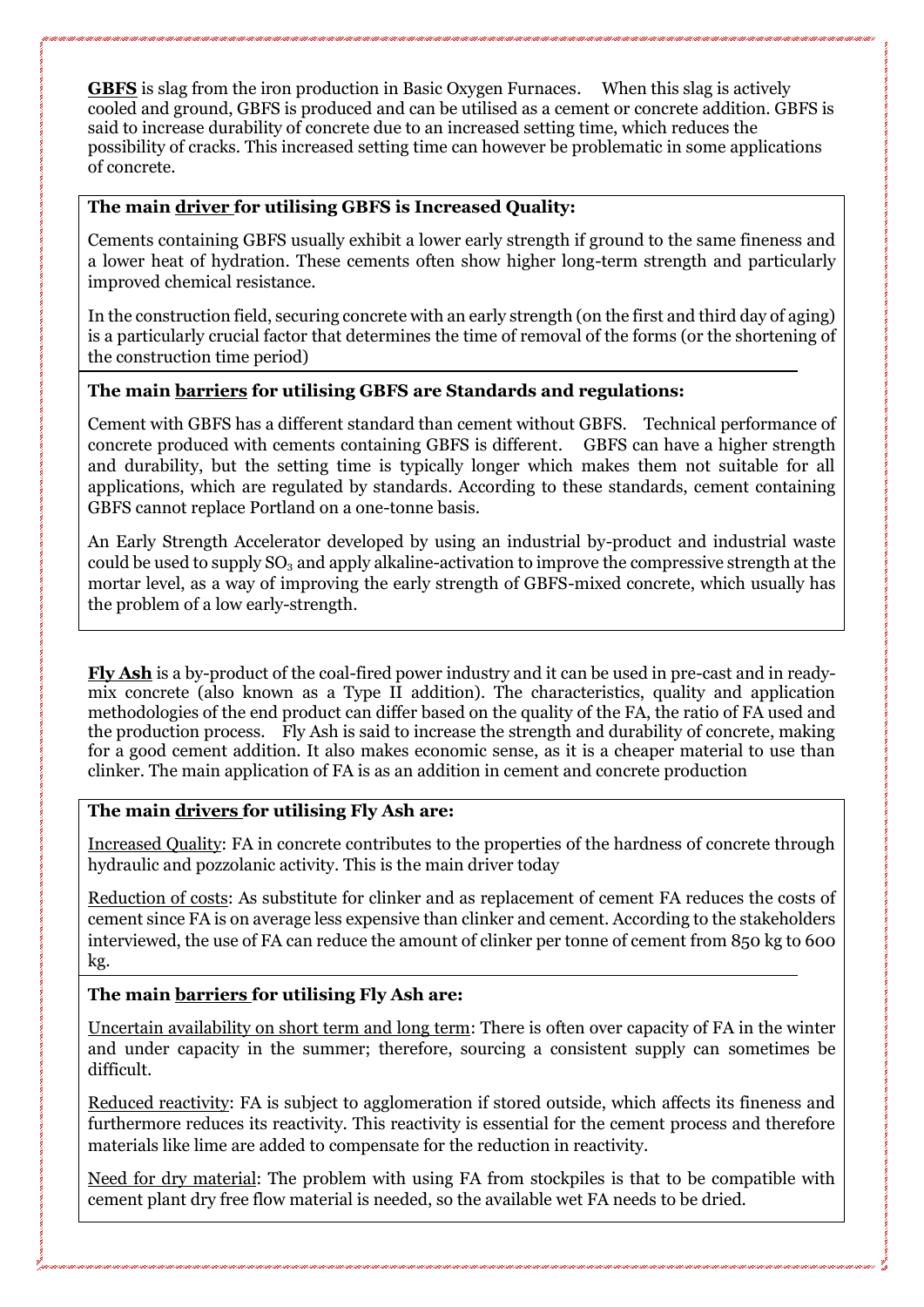**<u>GBFS</u>** is slag from the iron production in Basic Oxygen Furnaces. When this slag is actively cooled and ground, GBFS is produced and can be utilised as a cement or concrete addition. GBFS is said to increase durability of concrete due to an increased setting time, which reduces the possibility of cracks. This increased setting time can however be problematic in some applications of concrete.

**The main <u>driver</u> for utilising GBFS is Increased Quality:**

Cements containing GBFS usually exhibit a lower early strength if ground to the same fineness and a lower heat of hydration. These cements often show higher long-term strength and particularly improved chemical resistance.

In the construction field, securing concrete with an early strength (on the first and third day of aging) is a particularly crucial factor that determines the time of removal of the forms (or the shortening of the construction time period)

**The main <u>barriers</u> for utilising GBFS are Standards and regulations:**

Cement with GBFS has a different standard than cement without GBFS. Technical performance of concrete produced with cements containing GBFS is different. GBFS can have a higher strength and durability, but the setting time is typically longer which makes them not suitable for all applications, which are regulated by standards. According to these standards, cement containing GBFS cannot replace Portland on a one-tonne basis.

An Early Strength Accelerator developed by using an industrial by-product and industrial waste could be used to supply $SO_3$ and apply alkaline-activation to improve the compressive strength at the mortar level, as a way of improving the early strength of GBFS-mixed concrete, which usually has the problem of a low early-strength.

**<u>Fly Ash</u>** is a by-product of the coal-fired power industry and it can be used in pre-cast and in ready-mix concrete (also known as a Type II addition). The characteristics, quality and application methodologies of the end product can differ based on the quality of the FA, the ratio of FA used and the production process. Fly Ash is said to increase the strength and durability of concrete, making for a good cement addition. It also makes economic sense, as it is a cheaper material to use than clinker. The main application of FA is as an addition in cement and concrete production

**The main <u>drivers</u> for utilising Fly Ash are:**

<u>Increased Quality</u>: FA in concrete contributes to the properties of the hardness of concrete through hydraulic and pozzolanic activity. This is the main driver today

<u>Reduction of costs</u>: As substitute for clinker and as replacement of cement FA reduces the costs of cement since FA is on average less expensive than clinker and cement. According to the stakeholders interviewed, the use of FA can reduce the amount of clinker per tonne of cement from 850 kg to 600 kg.

**The main <u>barriers</u> for utilising Fly Ash are:**

<u>Uncertain availability on short term and long term</u>: There is often over capacity of FA in the winter and under capacity in the summer; therefore, sourcing a consistent supply can sometimes be difficult.

<u>Reduced reactivity</u>: FA is subject to agglomeration if stored outside, which affects its fineness and furthermore reduces its reactivity. This reactivity is essential for the cement process and therefore materials like lime are added to compensate for the reduction in reactivity.

<u>Need for dry material</u>: The problem with using FA from stockpiles is that to be compatible with cement plant dry free flow material is needed, so the available wet FA needs to be dried.